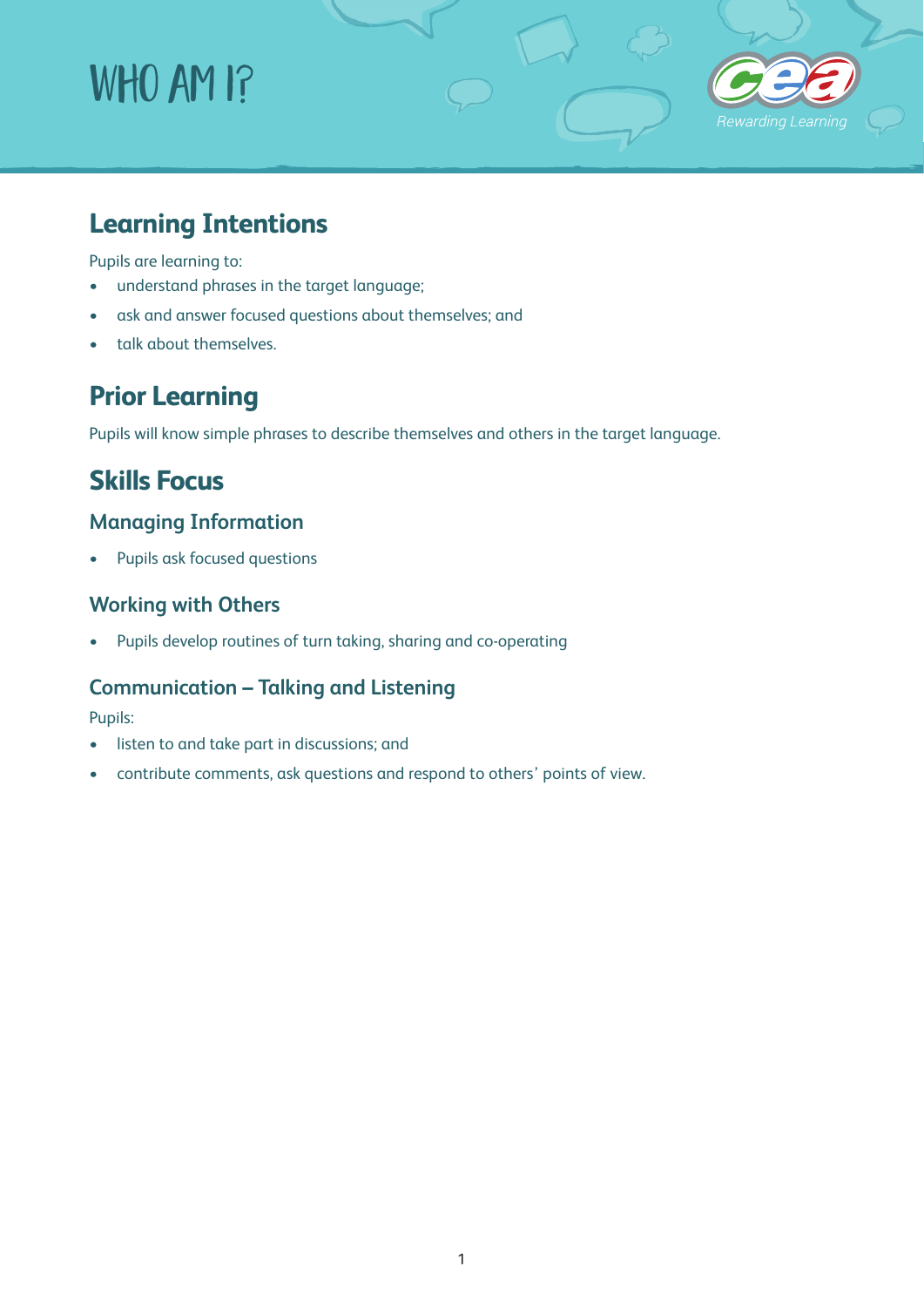# WHO AM I?

## Learning Intentions

Pupils are learning to:

- understand phrases in the target language;
- ask and answer focused questions about themselves; and
- talk about themselves.

## Prior Learning

Pupils will know simple phrases to describe themselves and others in the target language.

## Skills Focus

### Managing Information

- Pupils ask focused questions

### Working with Others

- Pupils develop routines of turn taking, sharing and co-operating

### Communication – Talking and Listening

Pupils:

- listen to and take part in discussions; and
- contribute comments, ask questions and respond to others' points of view.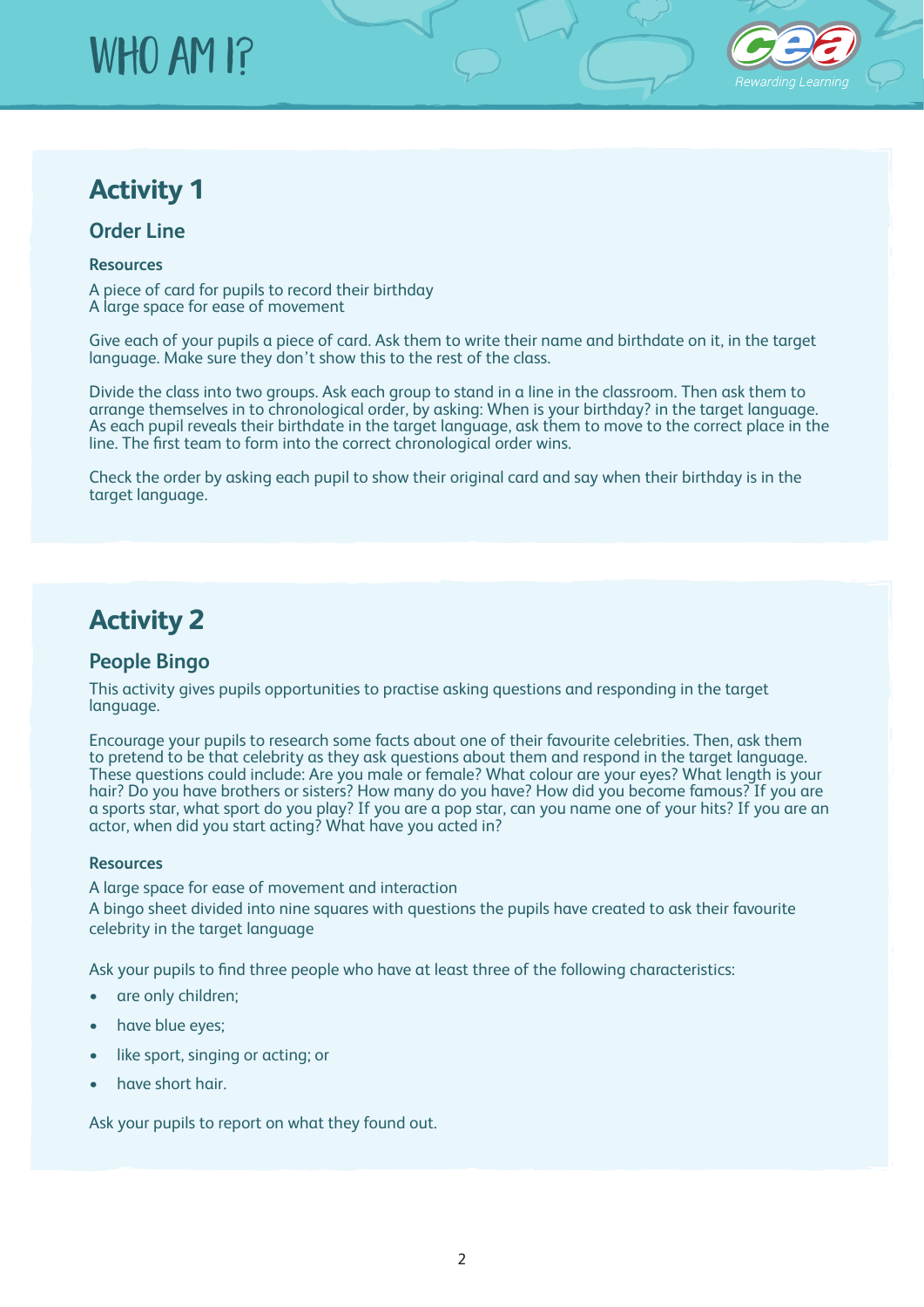# WHO AM I?

## Activity 1

### Order Line

**Resources**

A piece of card for pupils to record their birthday
A large space for ease of movement

Give each of your pupils a piece of card. Ask them to write their name and birthdate on it, in the target language. Make sure they don't show this to the rest of the class.

Divide the class into two groups. Ask each group to stand in a line in the classroom. Then ask them to arrange themselves in to chronological order, by asking: When is your birthday? in the target language. As each pupil reveals their birthdate in the target language, ask them to move to the correct place in the line. The first team to form into the correct chronological order wins.

Check the order by asking each pupil to show their original card and say when their birthday is in the target language.

## Activity 2

### People Bingo

This activity gives pupils opportunities to practise asking questions and responding in the target language.

Encourage your pupils to research some facts about one of their favourite celebrities. Then, ask them to pretend to be that celebrity as they ask questions about them and respond in the target language. These questions could include: Are you male or female? What colour are your eyes? What length is your hair? Do you have brothers or sisters? How many do you have? How did you become famous? If you are a sports star, what sport do you play? If you are a pop star, can you name one of your hits? If you are an actor, when did you start acting? What have you acted in?

**Resources**

A large space for ease of movement and interaction
A bingo sheet divided into nine squares with questions the pupils have created to ask their favourite celebrity in the target language

Ask your pupils to find three people who have at least three of the following characteristics:

- are only children;
- have blue eyes;
- like sport, singing or acting; or
- have short hair.

Ask your pupils to report on what they found out.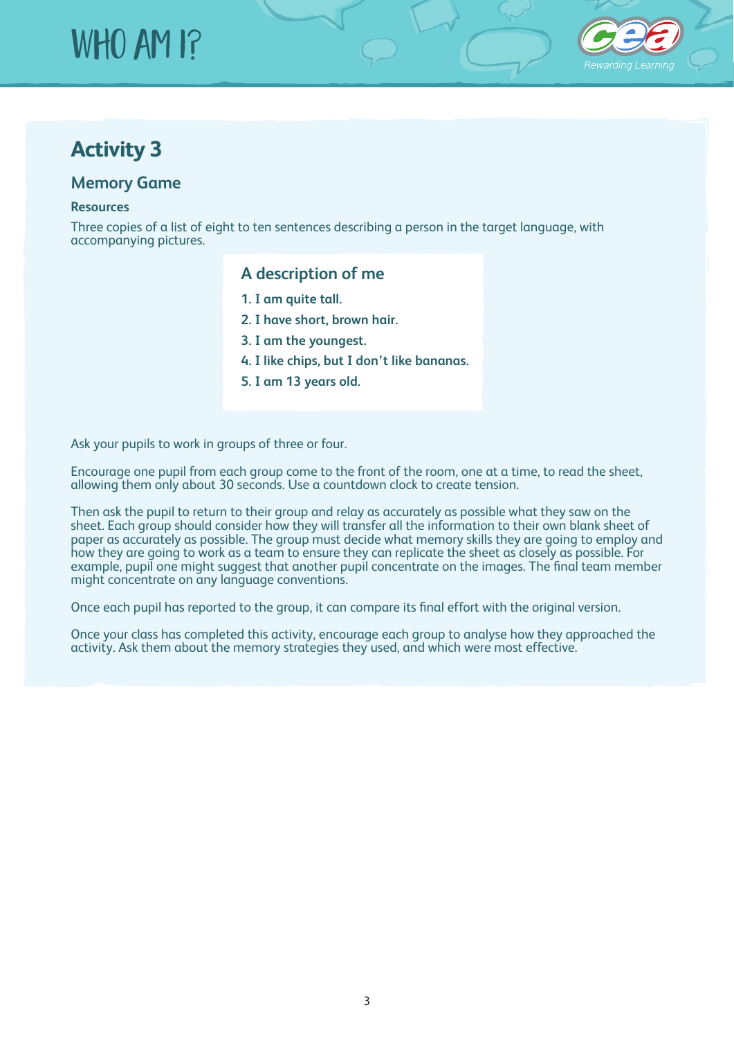## Activity 3

### Memory Game

**Resources**

Three copies of a list of eight to ten sentences describing a person in the target language, with accompanying pictures.

> ### A description of me
>
> **1. I am quite tall.**
>
> **2. I have short, brown hair.**
>
> **3. I am the youngest.**
>
> **4. I like chips, but I don't like bananas.**
>
> **5. I am 13 years old.**

Ask your pupils to work in groups of three or four.

Encourage one pupil from each group come to the front of the room, one at a time, to read the sheet, allowing them only about 30 seconds. Use a countdown clock to create tension.

Then ask the pupil to return to their group and relay as accurately as possible what they saw on the sheet. Each group should consider how they will transfer all the information to their own blank sheet of paper as accurately as possible. The group must decide what memory skills they are going to employ and how they are going to work as a team to ensure they can replicate the sheet as closely as possible. For example, pupil one might suggest that another pupil concentrate on the images. The final team member might concentrate on any language conventions.

Once each pupil has reported to the group, it can compare its final effort with the original version.

Once your class has completed this activity, encourage each group to analyse how they approached the activity. Ask them about the memory strategies they used, and which were most effective.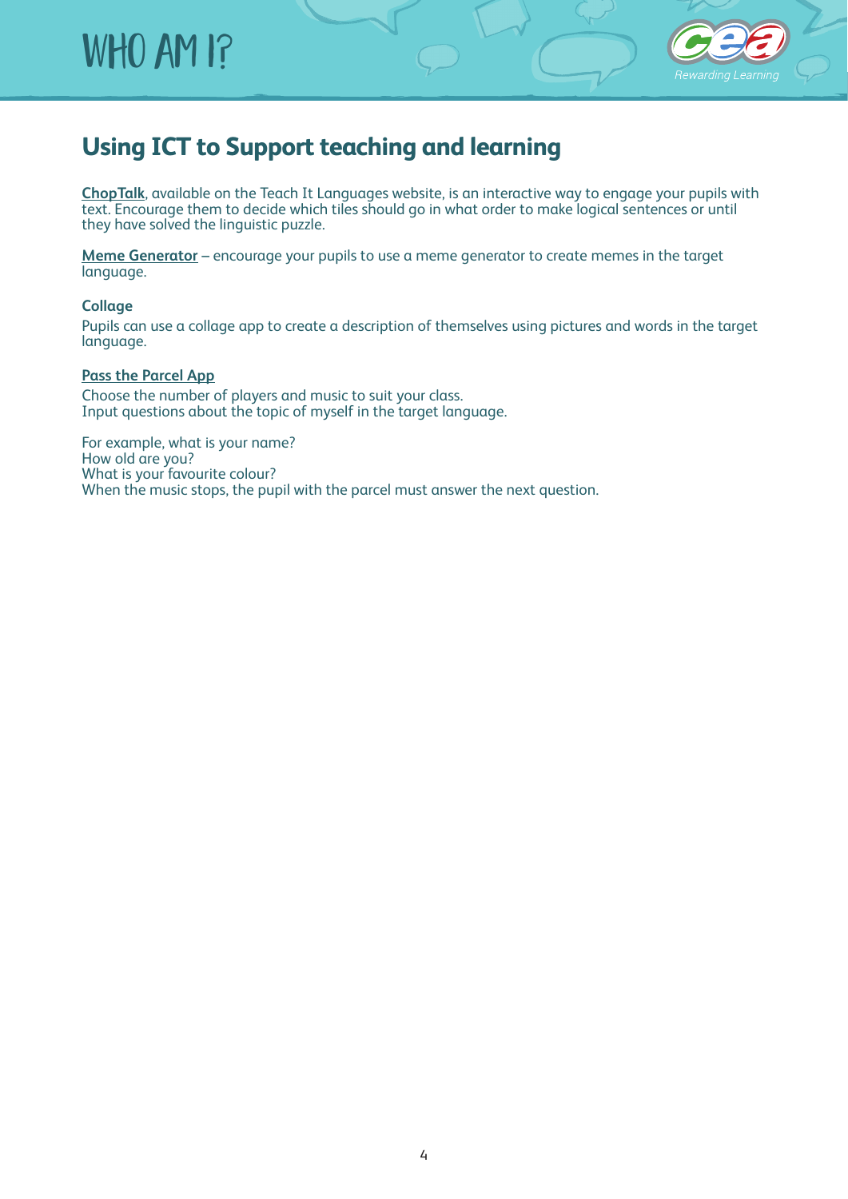## Using ICT to Support teaching and learning

**ChopTalk**, available on the Teach It Languages website, is an interactive way to engage your pupils with text. Encourage them to decide which tiles should go in what order to make logical sentences or until they have solved the linguistic puzzle.

**Meme Generator** – encourage your pupils to use a meme generator to create memes in the target language.

**Collage**

Pupils can use a collage app to create a description of themselves using pictures and words in the target language.

**Pass the Parcel App**

Choose the number of players and music to suit your class.
Input questions about the topic of myself in the target language.

For example, what is your name?
How old are you?
What is your favourite colour?
When the music stops, the pupil with the parcel must answer the next question.